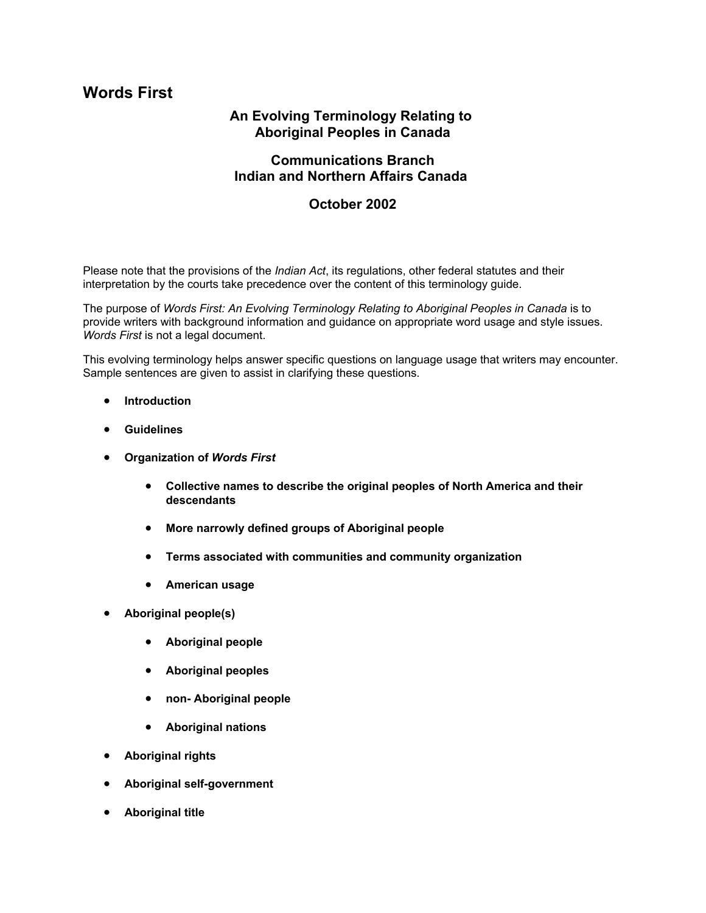# Words First

## An Evolving Terminology Relating to Aboriginal Peoples in Canada

## Communications Branch Indian and Northern Affairs Canada

## October 2002

Please note that the provisions of the *Indian Act*, its regulations, other federal statutes and their interpretation by the courts take precedence over the content of this terminology guide.

The purpose of *Words First: An Evolving Terminology Relating to Aboriginal Peoples in Canada* is to provide writers with background information and guidance on appropriate word usage and style issues. *Words First* is not a legal document.

This evolving terminology helps answer specific questions on language usage that writers may encounter. Sample sentences are given to assist in clarifying these questions.

- **Introduction**
- **Guidelines**
- **Organization of *Words First***
    - **Collective names to describe the original peoples of North America and their descendants**
    - **More narrowly defined groups of Aboriginal people**
    - **Terms associated with communities and community organization**
    - **American usage**
- **Aboriginal people(s)**
    - **Aboriginal people**
    - **Aboriginal peoples**
    - **non- Aboriginal people**
    - **Aboriginal nations**
- **Aboriginal rights**
- **Aboriginal self-government**
- **Aboriginal title**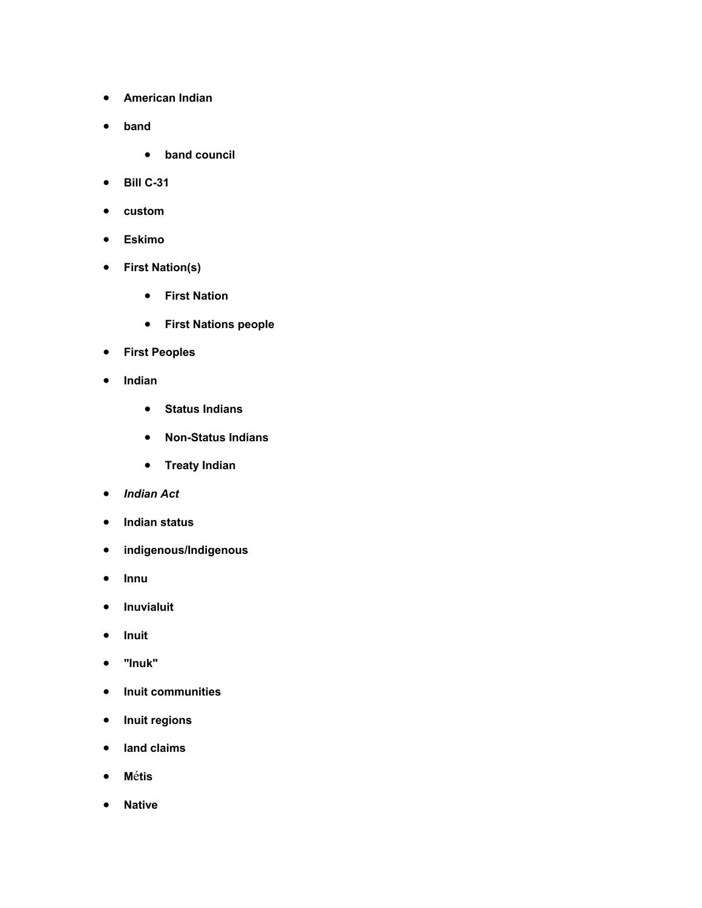- **American Indian**
- **band**
  - **band council**
- **Bill C-31**
- **custom**
- **Eskimo**
- **First Nation(s)**
  - **First Nation**
  - **First Nations people**
- **First Peoples**
- **Indian**
  - **Status Indians**
  - **Non-Status Indians**
  - **Treaty Indian**
- ***Indian Act***
- **Indian status**
- **indigenous/Indigenous**
- **Innu**
- **Inuvialuit**
- **Inuit**
- **"Inuk"**
- **Inuit communities**
- **Inuit regions**
- **land claims**
- **Métis**
- **Native**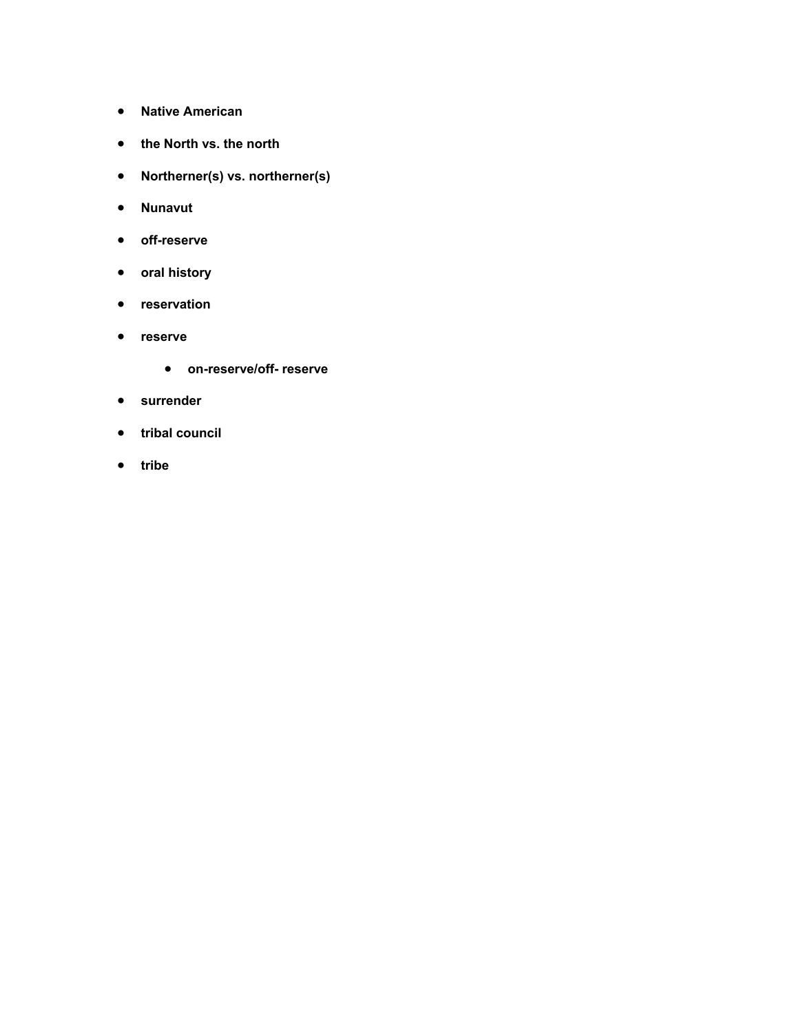- **Native American**
- **the North vs. the north**
- **Northerner(s) vs. northerner(s)**
- **Nunavut**
- **off-reserve**
- **oral history**
- **reservation**
- **reserve**
    - **on-reserve/off- reserve**
- **surrender**
- **tribal council**
- **tribe**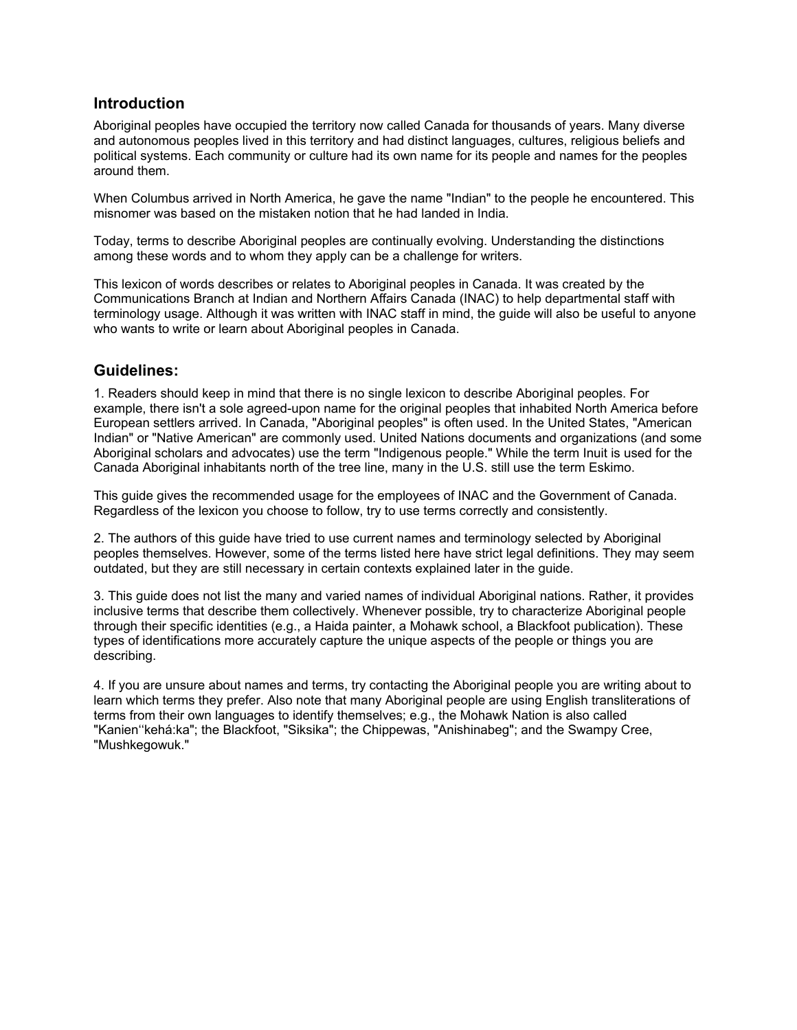## Introduction

Aboriginal peoples have occupied the territory now called Canada for thousands of years. Many diverse and autonomous peoples lived in this territory and had distinct languages, cultures, religious beliefs and political systems. Each community or culture had its own name for its people and names for the peoples around them.

When Columbus arrived in North America, he gave the name "Indian" to the people he encountered. This misnomer was based on the mistaken notion that he had landed in India.

Today, terms to describe Aboriginal peoples are continually evolving. Understanding the distinctions among these words and to whom they apply can be a challenge for writers.

This lexicon of words describes or relates to Aboriginal peoples in Canada. It was created by the Communications Branch at Indian and Northern Affairs Canada (INAC) to help departmental staff with terminology usage. Although it was written with INAC staff in mind, the guide will also be useful to anyone who wants to write or learn about Aboriginal peoples in Canada.

## Guidelines:

1. Readers should keep in mind that there is no single lexicon to describe Aboriginal peoples. For example, there isn't a sole agreed-upon name for the original peoples that inhabited North America before European settlers arrived. In Canada, "Aboriginal peoples" is often used. In the United States, "American Indian" or "Native American" are commonly used. United Nations documents and organizations (and some Aboriginal scholars and advocates) use the term "Indigenous people." While the term Inuit is used for the Canada Aboriginal inhabitants north of the tree line, many in the U.S. still use the term Eskimo.

This guide gives the recommended usage for the employees of INAC and the Government of Canada. Regardless of the lexicon you choose to follow, try to use terms correctly and consistently.

2. The authors of this guide have tried to use current names and terminology selected by Aboriginal peoples themselves. However, some of the terms listed here have strict legal definitions. They may seem outdated, but they are still necessary in certain contexts explained later in the guide.

3. This guide does not list the many and varied names of individual Aboriginal nations. Rather, it provides inclusive terms that describe them collectively. Whenever possible, try to characterize Aboriginal people through their specific identities (e.g., a Haida painter, a Mohawk school, a Blackfoot publication). These types of identifications more accurately capture the unique aspects of the people or things you are describing.

4. If you are unsure about names and terms, try contacting the Aboriginal people you are writing about to learn which terms they prefer. Also note that many Aboriginal people are using English transliterations of terms from their own languages to identify themselves; e.g., the Mohawk Nation is also called "Kanien‘‘kehá:ka"; the Blackfoot, "Siksika"; the Chippewas, "Anishinabeg"; and the Swampy Cree, "Mushkegowuk."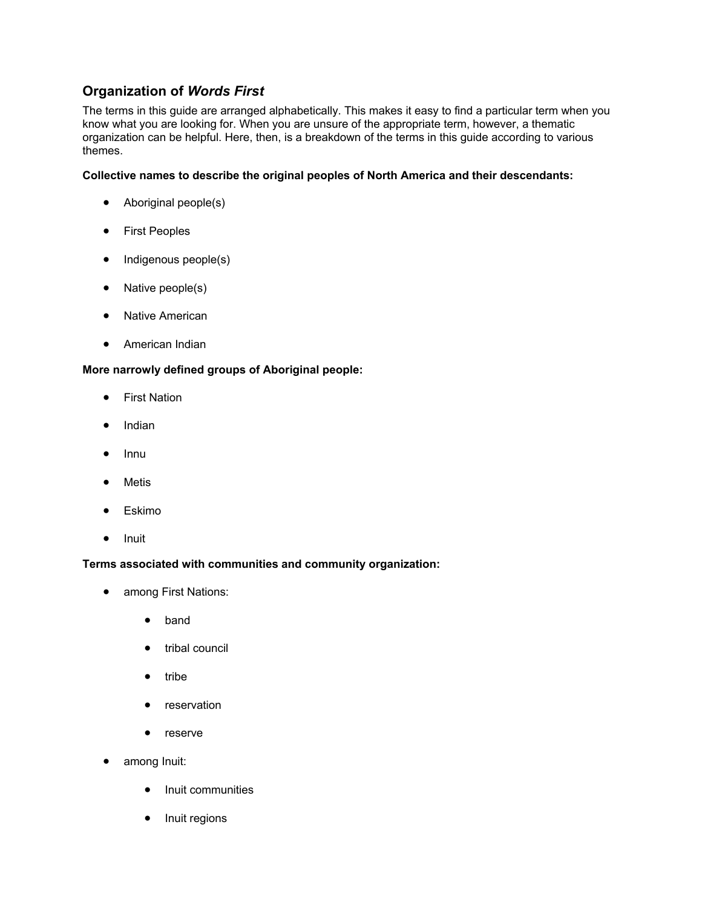## Organization of *Words First*

The terms in this guide are arranged alphabetically. This makes it easy to find a particular term when you know what you are looking for. When you are unsure of the appropriate term, however, a thematic organization can be helpful. Here, then, is a breakdown of the terms in this guide according to various themes.

**Collective names to describe the original peoples of North America and their descendants:**

- Aboriginal people(s)
- First Peoples
- Indigenous people(s)
- Native people(s)
- Native American
- American Indian

**More narrowly defined groups of Aboriginal people:**

- First Nation
- Indian
- Innu
- Metis
- Eskimo
- Inuit

**Terms associated with communities and community organization:**

- among First Nations:
    - band
    - tribal council
    - tribe
    - reservation
    - reserve
- among Inuit:
    - Inuit communities
    - Inuit regions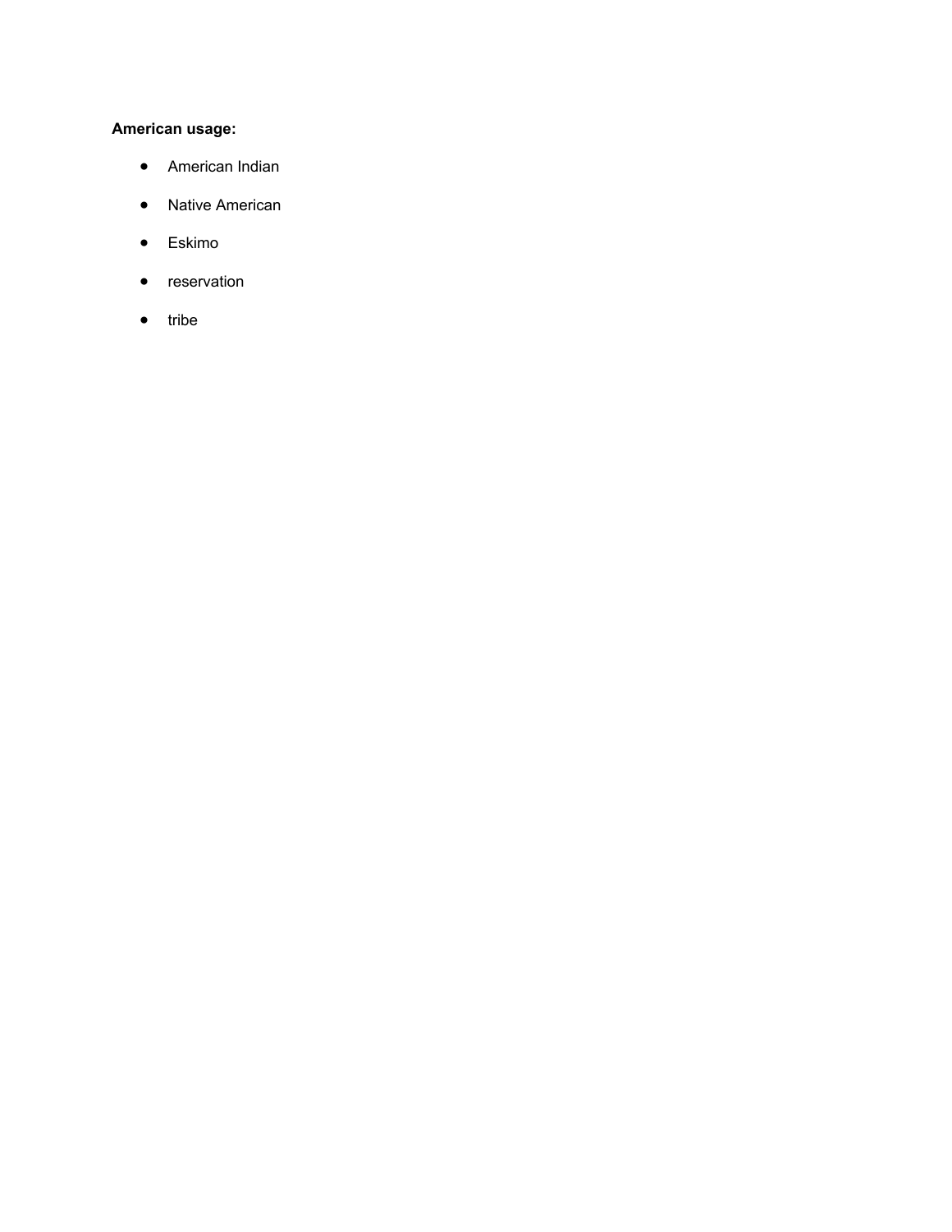**American usage:**

- American Indian
- Native American
- Eskimo
- reservation
- tribe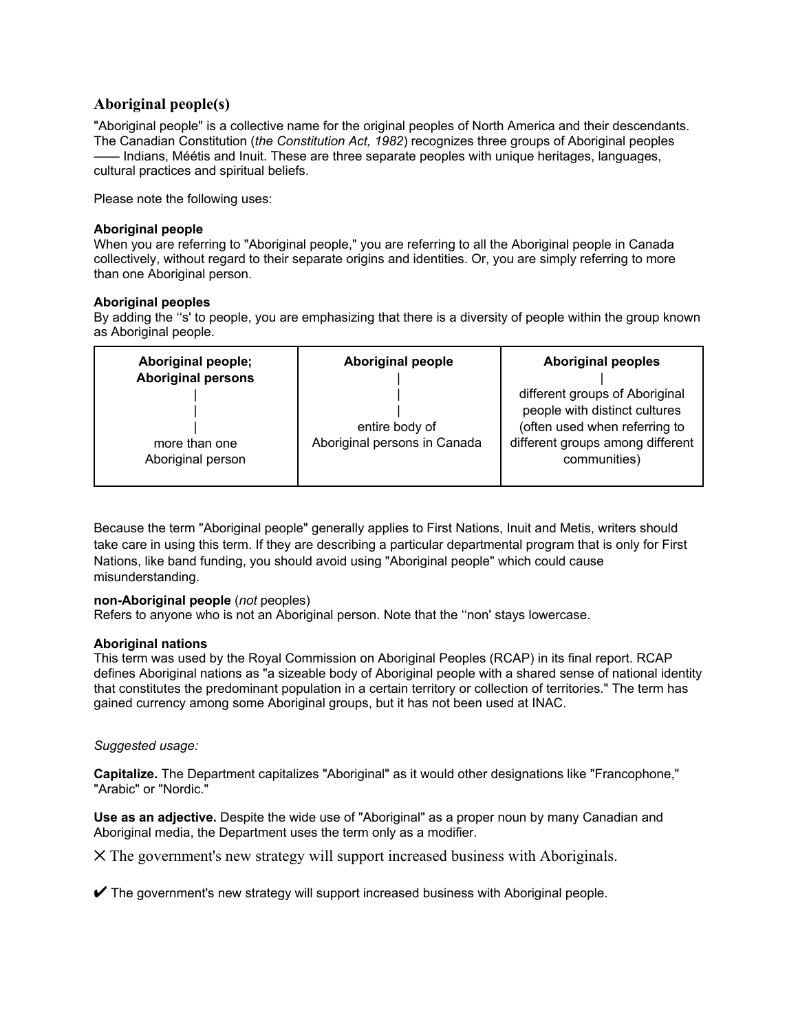## Aboriginal people(s)

"Aboriginal people" is a collective name for the original peoples of North America and their descendants. The Canadian Constitution (*the Constitution Act, 1982*) recognizes three groups of Aboriginal peoples —— Indians, Mééétis and Inuit. These are three separate peoples with unique heritages, languages, cultural practices and spiritual beliefs.

Please note the following uses:

**Aboriginal people**
When you are referring to "Aboriginal people," you are referring to all the Aboriginal people in Canada collectively, without regard to their separate origins and identities. Or, you are simply referring to more than one Aboriginal person.

**Aboriginal peoples**
By adding the ''s' to people, you are emphasizing that there is a diversity of people within the group known as Aboriginal people.

| Aboriginal people; Aboriginal persons | Aboriginal people | Aboriginal peoples |
|---|---|---|
| more than one Aboriginal person | entire body of Aboriginal persons in Canada | different groups of Aboriginal people with distinct cultures (often used when referring to different groups among different communities) |

Because the term "Aboriginal people" generally applies to First Nations, Inuit and Metis, writers should take care in using this term. If they are describing a particular departmental program that is only for First Nations, like band funding, you should avoid using "Aboriginal people" which could cause misunderstanding.

**non-Aboriginal people** (*not* peoples)
Refers to anyone who is not an Aboriginal person. Note that the ''non' stays lowercase.

**Aboriginal nations**
This term was used by the Royal Commission on Aboriginal Peoples (RCAP) in its final report. RCAP defines Aboriginal nations as "a sizeable body of Aboriginal people with a shared sense of national identity that constitutes the predominant population in a certain territory or collection of territories." The term has gained currency among some Aboriginal groups, but it has not been used at INAC.

*Suggested usage:*

**Capitalize.** The Department capitalizes "Aboriginal" as it would other designations like "Francophone," "Arabic" or "Nordic."

**Use as an adjective.** Despite the wide use of "Aboriginal" as a proper noun by many Canadian and Aboriginal media, the Department uses the term only as a modifier.

✕ The government's new strategy will support increased business with Aboriginals.

✔ The government's new strategy will support increased business with Aboriginal people.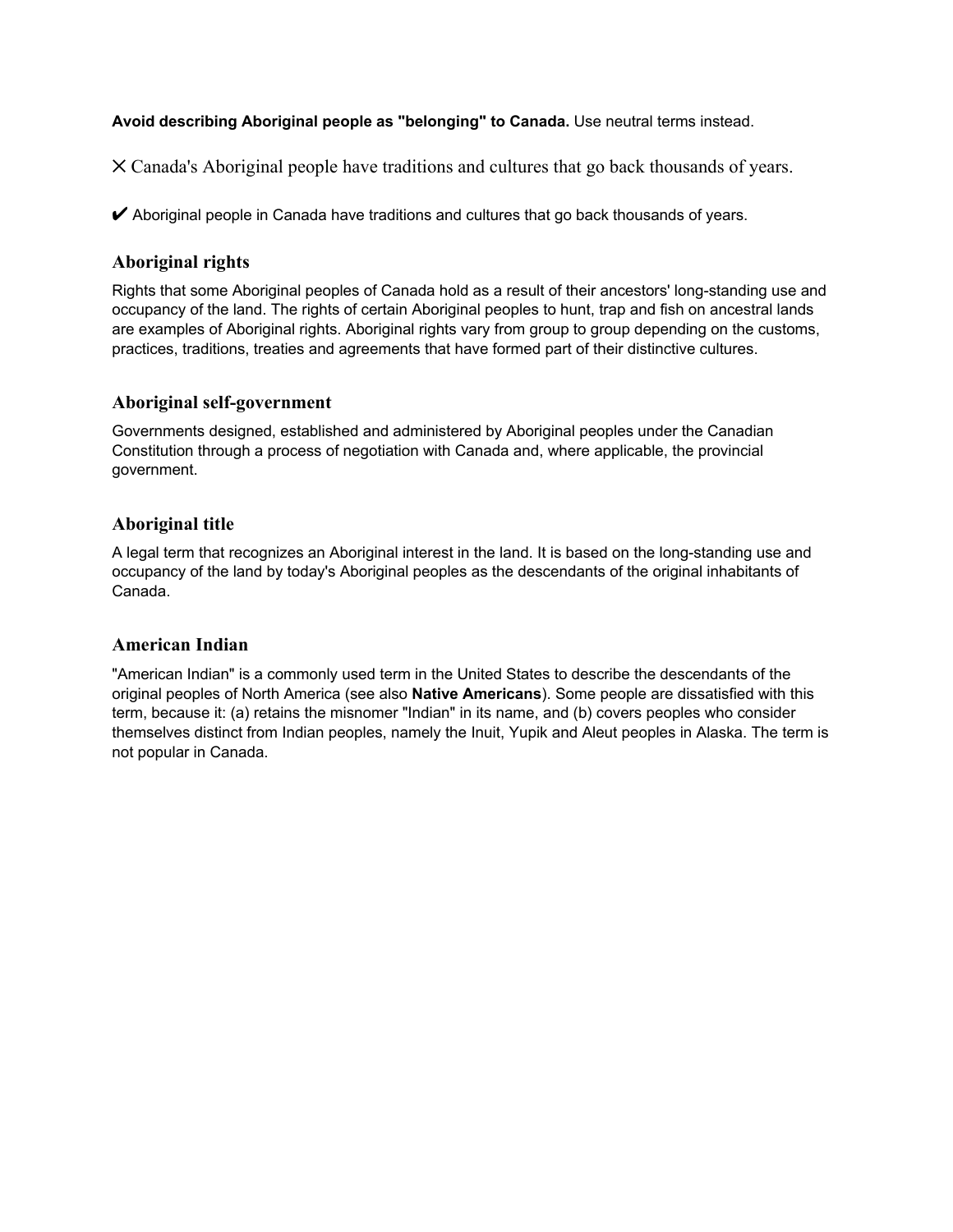**Avoid describing Aboriginal people as "belonging" to Canada.** Use neutral terms instead.

✕ Canada's Aboriginal people have traditions and cultures that go back thousands of years.

✔ Aboriginal people in Canada have traditions and cultures that go back thousands of years.

### Aboriginal rights

Rights that some Aboriginal peoples of Canada hold as a result of their ancestors' long-standing use and occupancy of the land. The rights of certain Aboriginal peoples to hunt, trap and fish on ancestral lands are examples of Aboriginal rights. Aboriginal rights vary from group to group depending on the customs, practices, traditions, treaties and agreements that have formed part of their distinctive cultures.

### Aboriginal self-government

Governments designed, established and administered by Aboriginal peoples under the Canadian Constitution through a process of negotiation with Canada and, where applicable, the provincial government.

### Aboriginal title

A legal term that recognizes an Aboriginal interest in the land. It is based on the long-standing use and occupancy of the land by today's Aboriginal peoples as the descendants of the original inhabitants of Canada.

### American Indian

"American Indian" is a commonly used term in the United States to describe the descendants of the original peoples of North America (see also **Native Americans**). Some people are dissatisfied with this term, because it: (a) retains the misnomer "Indian" in its name, and (b) covers peoples who consider themselves distinct from Indian peoples, namely the Inuit, Yupik and Aleut peoples in Alaska. The term is not popular in Canada.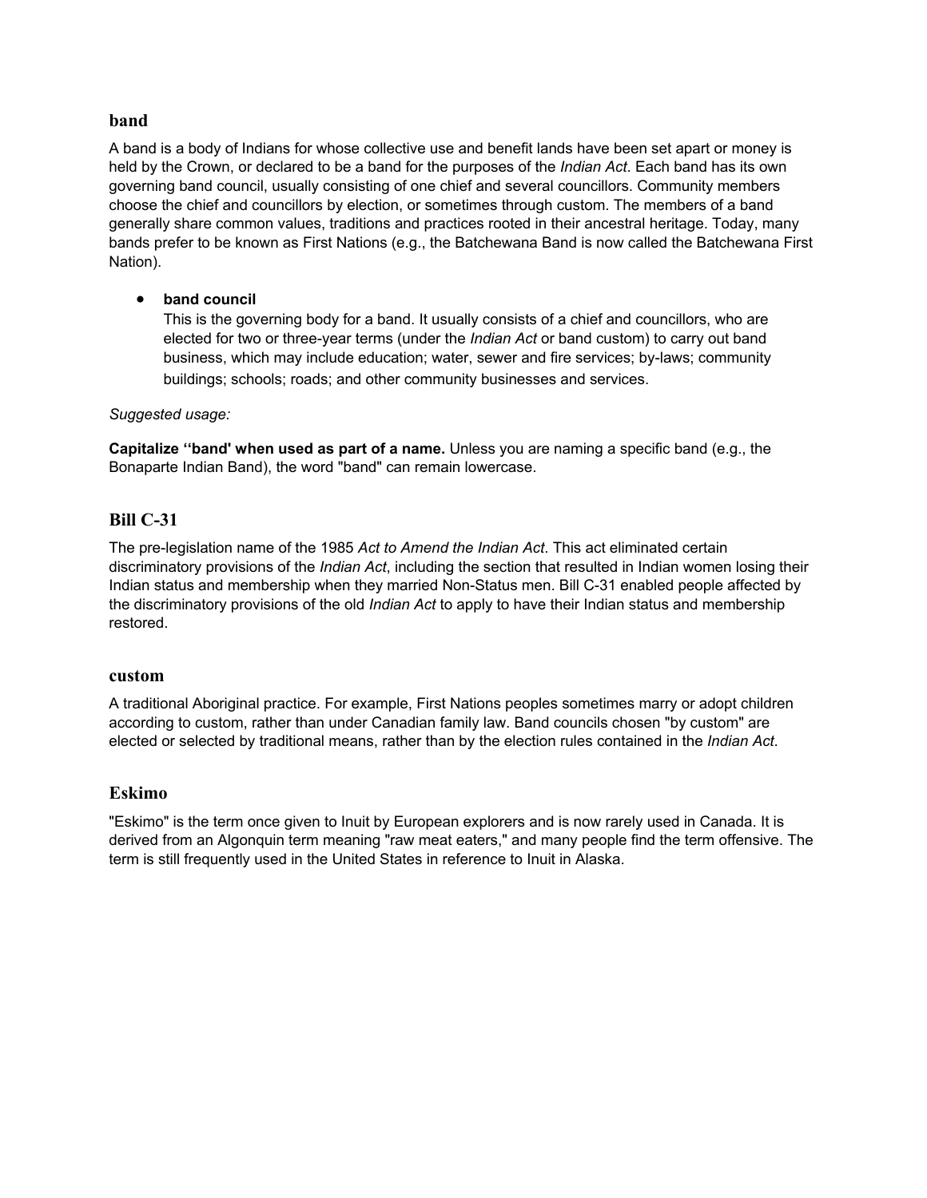### band

A band is a body of Indians for whose collective use and benefit lands have been set apart or money is held by the Crown, or declared to be a band for the purposes of the *Indian Act*. Each band has its own governing band council, usually consisting of one chief and several councillors. Community members choose the chief and councillors by election, or sometimes through custom. The members of a band generally share common values, traditions and practices rooted in their ancestral heritage. Today, many bands prefer to be known as First Nations (e.g., the Batchewana Band is now called the Batchewana First Nation).

- **band council**
  This is the governing body for a band. It usually consists of a chief and councillors, who are elected for two or three-year terms (under the *Indian Act* or band custom) to carry out band business, which may include education; water, sewer and fire services; by-laws; community buildings; schools; roads; and other community businesses and services.

*Suggested usage:*

**Capitalize ‘‘band' when used as part of a name.** Unless you are naming a specific band (e.g., the Bonaparte Indian Band), the word "band" can remain lowercase.

### Bill C-31

The pre-legislation name of the 1985 *Act to Amend the Indian Act*. This act eliminated certain discriminatory provisions of the *Indian Act*, including the section that resulted in Indian women losing their Indian status and membership when they married Non-Status men. Bill C-31 enabled people affected by the discriminatory provisions of the old *Indian Act* to apply to have their Indian status and membership restored.

### custom

A traditional Aboriginal practice. For example, First Nations peoples sometimes marry or adopt children according to custom, rather than under Canadian family law. Band councils chosen "by custom" are elected or selected by traditional means, rather than by the election rules contained in the *Indian Act*.

### Eskimo

"Eskimo" is the term once given to Inuit by European explorers and is now rarely used in Canada. It is derived from an Algonquin term meaning "raw meat eaters," and many people find the term offensive. The term is still frequently used in the United States in reference to Inuit in Alaska.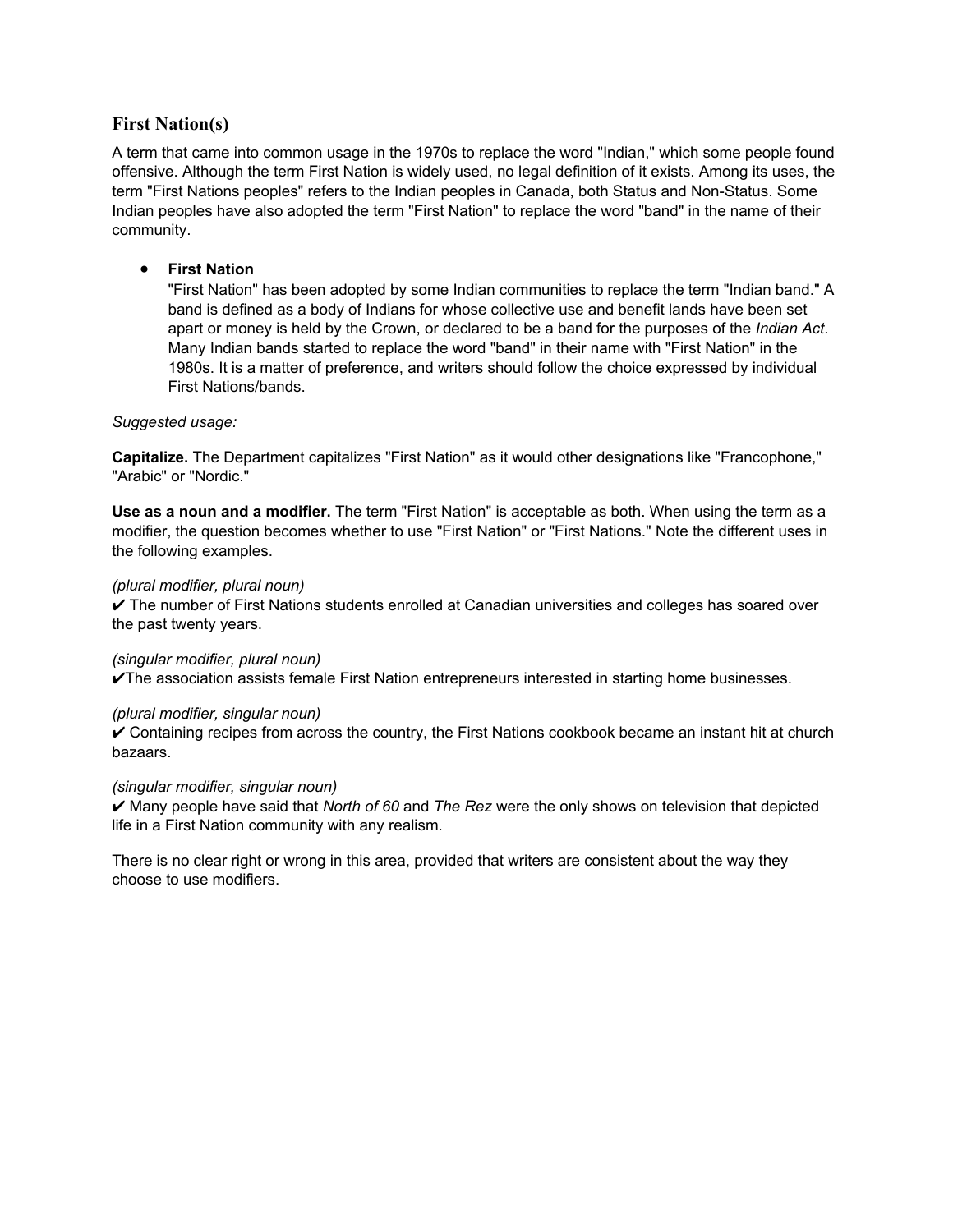## First Nation(s)

A term that came into common usage in the 1970s to replace the word "Indian," which some people found offensive. Although the term First Nation is widely used, no legal definition of it exists. Among its uses, the term "First Nations peoples" refers to the Indian peoples in Canada, both Status and Non-Status. Some Indian peoples have also adopted the term "First Nation" to replace the word "band" in the name of their community.

- **First Nation**
  "First Nation" has been adopted by some Indian communities to replace the term "Indian band." A band is defined as a body of Indians for whose collective use and benefit lands have been set apart or money is held by the Crown, or declared to be a band for the purposes of the *Indian Act*. Many Indian bands started to replace the word "band" in their name with "First Nation" in the 1980s. It is a matter of preference, and writers should follow the choice expressed by individual First Nations/bands.

*Suggested usage:*

**Capitalize.** The Department capitalizes "First Nation" as it would other designations like "Francophone," "Arabic" or "Nordic."

**Use as a noun and a modifier.** The term "First Nation" is acceptable as both. When using the term as a modifier, the question becomes whether to use "First Nation" or "First Nations." Note the different uses in the following examples.

*(plural modifier, plural noun)*
✔ The number of First Nations students enrolled at Canadian universities and colleges has soared over the past twenty years.

*(singular modifier, plural noun)*
✔The association assists female First Nation entrepreneurs interested in starting home businesses.

*(plural modifier, singular noun)*
✔ Containing recipes from across the country, the First Nations cookbook became an instant hit at church bazaars.

*(singular modifier, singular noun)*
✔ Many people have said that *North of 60* and *The Rez* were the only shows on television that depicted life in a First Nation community with any realism.

There is no clear right or wrong in this area, provided that writers are consistent about the way they choose to use modifiers.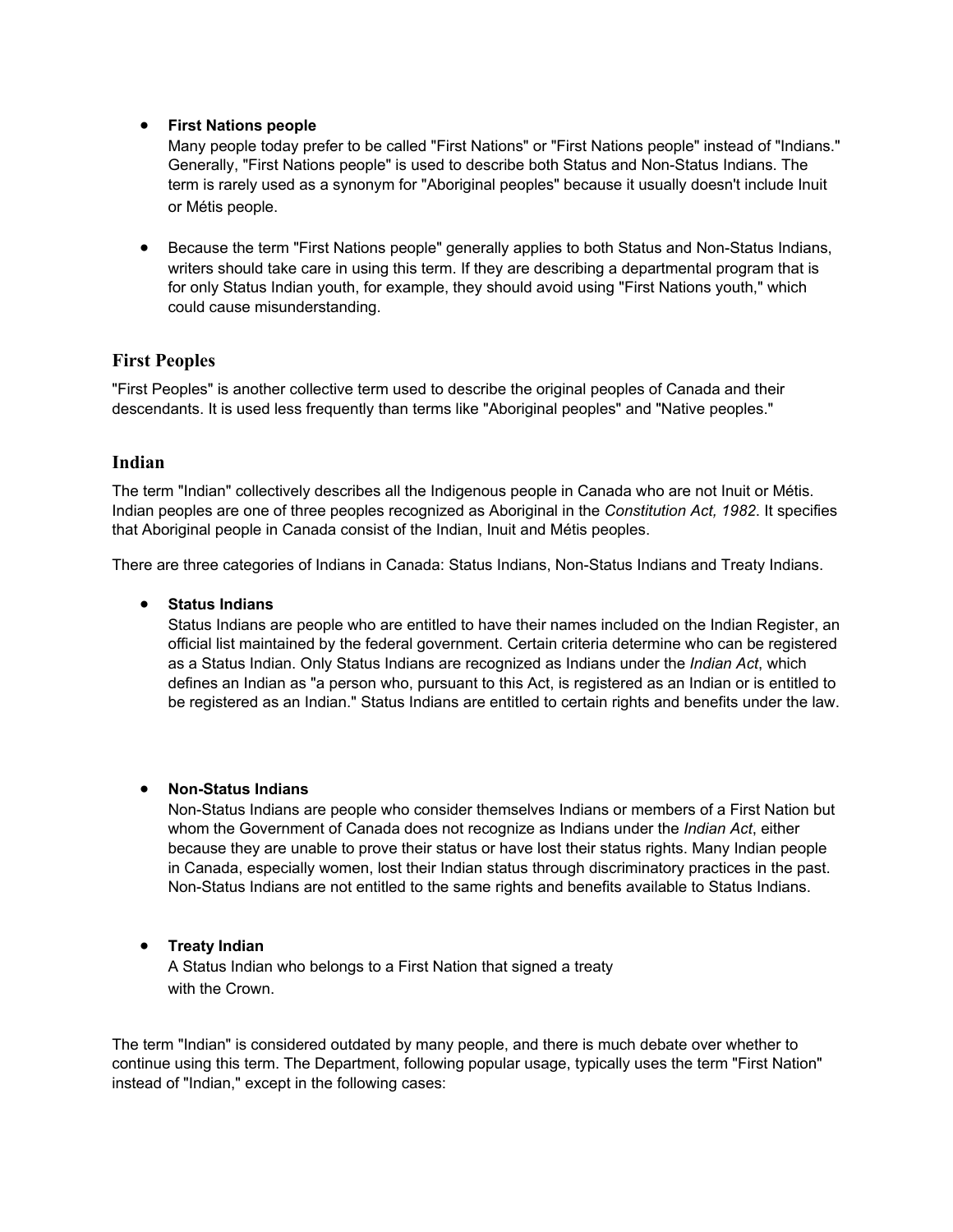- **First Nations people**
  Many people today prefer to be called "First Nations" or "First Nations people" instead of "Indians." Generally, "First Nations people" is used to describe both Status and Non-Status Indians. The term is rarely used as a synonym for "Aboriginal peoples" because it usually doesn't include Inuit or Métis people.

- Because the term "First Nations people" generally applies to both Status and Non-Status Indians, writers should take care in using this term. If they are describing a departmental program that is for only Status Indian youth, for example, they should avoid using "First Nations youth," which could cause misunderstanding.

## First Peoples

"First Peoples" is another collective term used to describe the original peoples of Canada and their descendants. It is used less frequently than terms like "Aboriginal peoples" and "Native peoples."

## Indian

The term "Indian" collectively describes all the Indigenous people in Canada who are not Inuit or Métis. Indian peoples are one of three peoples recognized as Aboriginal in the *Constitution Act, 1982*. It specifies that Aboriginal people in Canada consist of the Indian, Inuit and Métis peoples.

There are three categories of Indians in Canada: Status Indians, Non-Status Indians and Treaty Indians.

- **Status Indians**
  Status Indians are people who are entitled to have their names included on the Indian Register, an official list maintained by the federal government. Certain criteria determine who can be registered as a Status Indian. Only Status Indians are recognized as Indians under the *Indian Act*, which defines an Indian as "a person who, pursuant to this Act, is registered as an Indian or is entitled to be registered as an Indian." Status Indians are entitled to certain rights and benefits under the law.

- **Non-Status Indians**
  Non-Status Indians are people who consider themselves Indians or members of a First Nation but whom the Government of Canada does not recognize as Indians under the *Indian Act*, either because they are unable to prove their status or have lost their status rights. Many Indian people in Canada, especially women, lost their Indian status through discriminatory practices in the past. Non-Status Indians are not entitled to the same rights and benefits available to Status Indians.

- **Treaty Indian**
  A Status Indian who belongs to a First Nation that signed a treaty with the Crown.

The term "Indian" is considered outdated by many people, and there is much debate over whether to continue using this term. The Department, following popular usage, typically uses the term "First Nation" instead of "Indian," except in the following cases: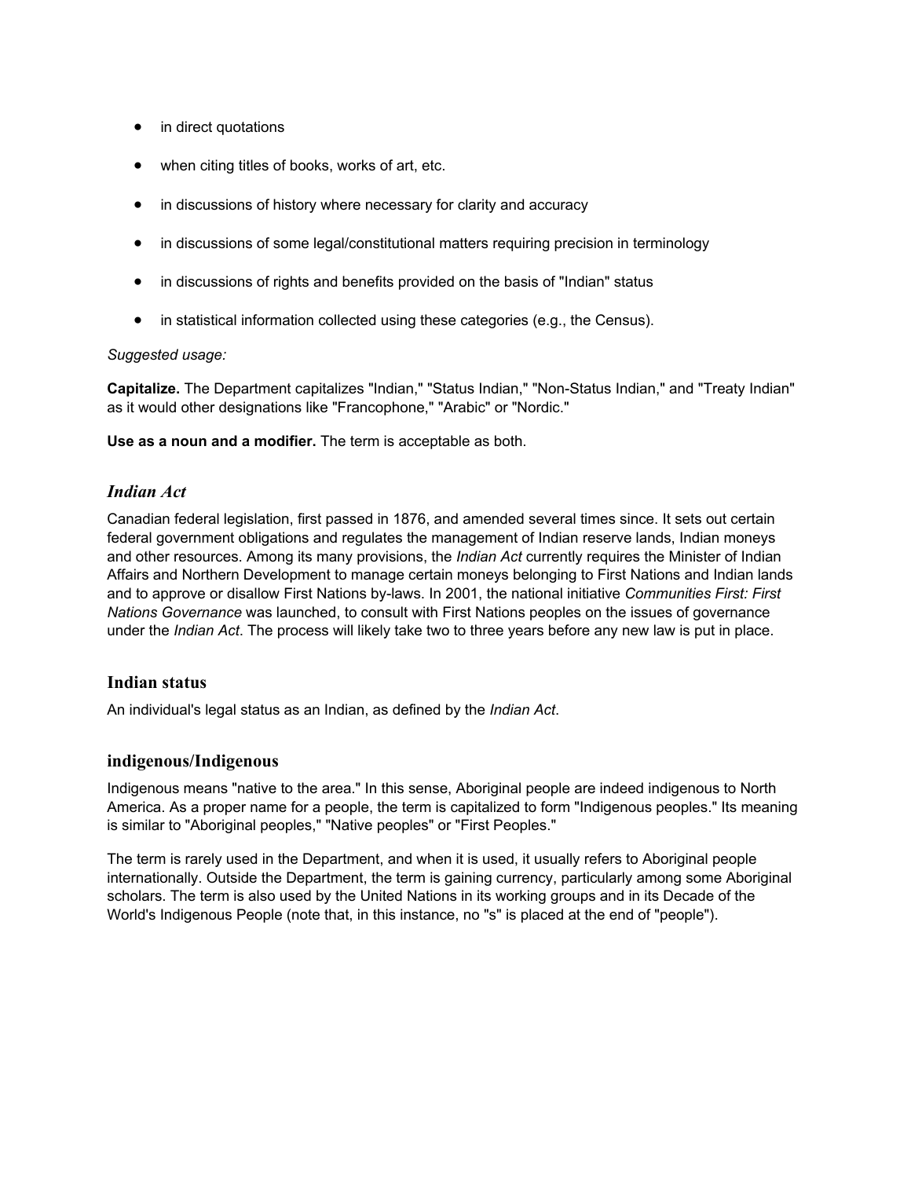- in direct quotations
- when citing titles of books, works of art, etc.
- in discussions of history where necessary for clarity and accuracy
- in discussions of some legal/constitutional matters requiring precision in terminology
- in discussions of rights and benefits provided on the basis of "Indian" status
- in statistical information collected using these categories (e.g., the Census).

*Suggested usage:*

**Capitalize.** The Department capitalizes "Indian," "Status Indian," "Non-Status Indian," and "Treaty Indian" as it would other designations like "Francophone," "Arabic" or "Nordic."

**Use as a noun and a modifier.** The term is acceptable as both.

### *Indian Act*

Canadian federal legislation, first passed in 1876, and amended several times since. It sets out certain federal government obligations and regulates the management of Indian reserve lands, Indian moneys and other resources. Among its many provisions, the *Indian Act* currently requires the Minister of Indian Affairs and Northern Development to manage certain moneys belonging to First Nations and Indian lands and to approve or disallow First Nations by-laws. In 2001, the national initiative *Communities First: First Nations Governance* was launched, to consult with First Nations peoples on the issues of governance under the *Indian Act*. The process will likely take two to three years before any new law is put in place.

### Indian status

An individual's legal status as an Indian, as defined by the *Indian Act*.

### indigenous/Indigenous

Indigenous means "native to the area." In this sense, Aboriginal people are indeed indigenous to North America. As a proper name for a people, the term is capitalized to form "Indigenous peoples." Its meaning is similar to "Aboriginal peoples," "Native peoples" or "First Peoples."

The term is rarely used in the Department, and when it is used, it usually refers to Aboriginal people internationally. Outside the Department, the term is gaining currency, particularly among some Aboriginal scholars. The term is also used by the United Nations in its working groups and in its Decade of the World's Indigenous People (note that, in this instance, no "s" is placed at the end of "people").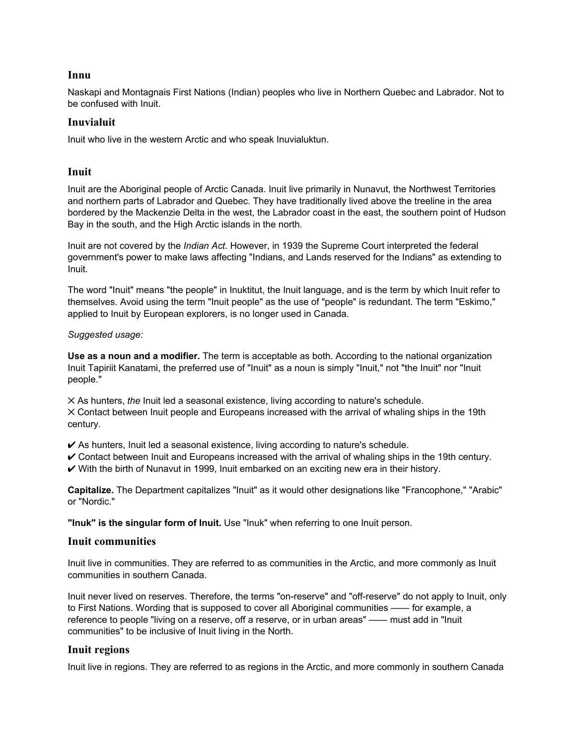### Innu

Naskapi and Montagnais First Nations (Indian) peoples who live in Northern Quebec and Labrador. Not to be confused with Inuit.

### Inuvialuit

Inuit who live in the western Arctic and who speak Inuvialuktun.

### Inuit

Inuit are the Aboriginal people of Arctic Canada. Inuit live primarily in Nunavut, the Northwest Territories and northern parts of Labrador and Quebec. They have traditionally lived above the treeline in the area bordered by the Mackenzie Delta in the west, the Labrador coast in the east, the southern point of Hudson Bay in the south, and the High Arctic islands in the north.

Inuit are not covered by the *Indian Act*. However, in 1939 the Supreme Court interpreted the federal government's power to make laws affecting "Indians, and Lands reserved for the Indians" as extending to Inuit.

The word "Inuit" means "the people" in Inuktitut, the Inuit language, and is the term by which Inuit refer to themselves. Avoid using the term "Inuit people" as the use of "people" is redundant. The term "Eskimo," applied to Inuit by European explorers, is no longer used in Canada.

*Suggested usage:*

**Use as a noun and a modifier.** The term is acceptable as both. According to the national organization Inuit Tapiriit Kanatami, the preferred use of "Inuit" as a noun is simply "Inuit," not "the Inuit" nor "Inuit people."

✕ As hunters, *the* Inuit led a seasonal existence, living according to nature's schedule.
✕ Contact between Inuit people and Europeans increased with the arrival of whaling ships in the 19th century.

✔ As hunters, Inuit led a seasonal existence, living according to nature's schedule.
✔ Contact between Inuit and Europeans increased with the arrival of whaling ships in the 19th century.
✔ With the birth of Nunavut in 1999, Inuit embarked on an exciting new era in their history.

**Capitalize.** The Department capitalizes "Inuit" as it would other designations like "Francophone," "Arabic" or "Nordic."

**"Inuk" is the singular form of Inuit.** Use "Inuk" when referring to one Inuit person.

### Inuit communities

Inuit live in communities. They are referred to as communities in the Arctic, and more commonly as Inuit communities in southern Canada.

Inuit never lived on reserves. Therefore, the terms "on-reserve" and "off-reserve" do not apply to Inuit, only to First Nations. Wording that is supposed to cover all Aboriginal communities —— for example, a reference to people "living on a reserve, off a reserve, or in urban areas" —— must add in "Inuit communities" to be inclusive of Inuit living in the North.

### Inuit regions

Inuit live in regions. They are referred to as regions in the Arctic, and more commonly in southern Canada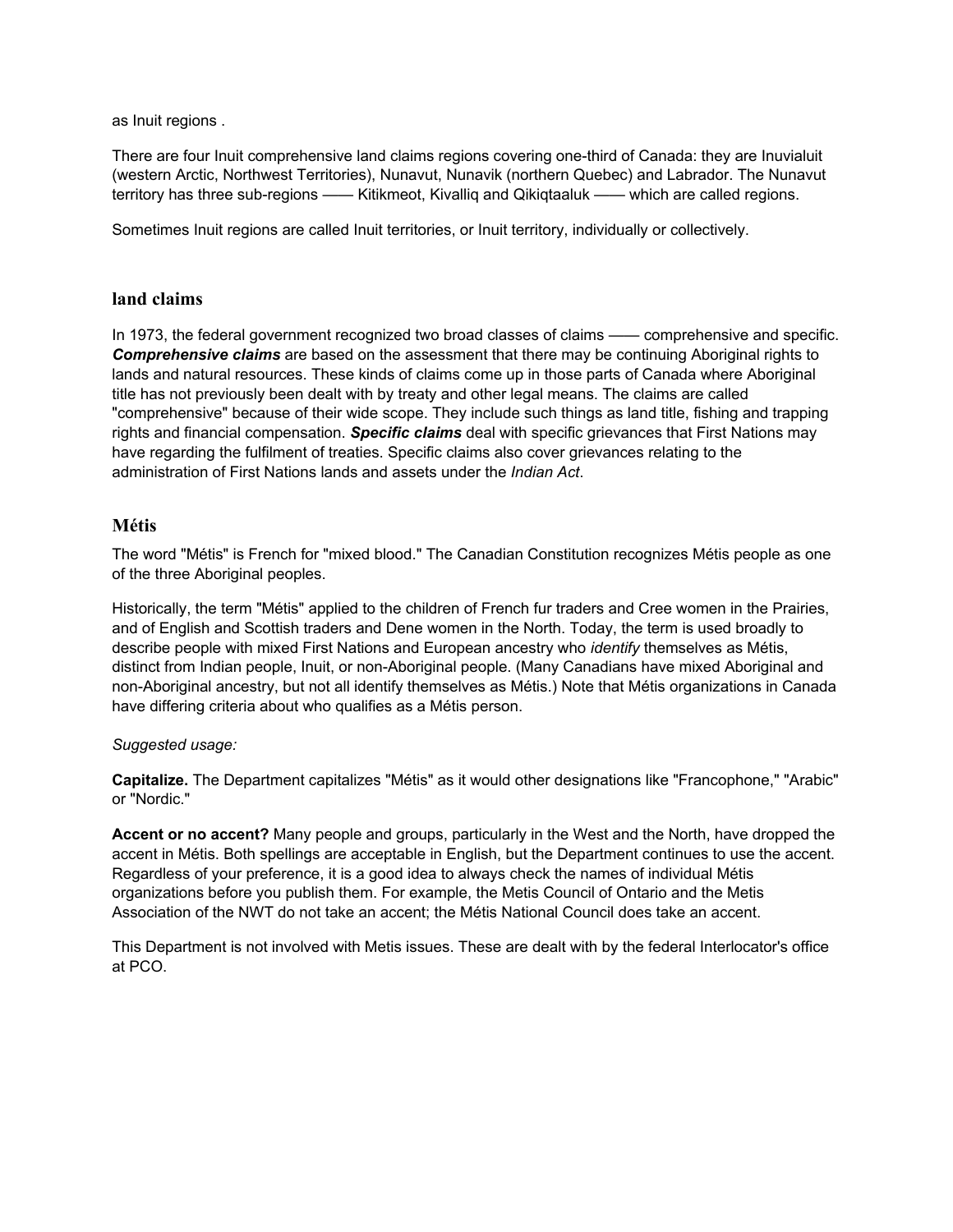as Inuit regions .

There are four Inuit comprehensive land claims regions covering one-third of Canada: they are Inuvialuit (western Arctic, Northwest Territories), Nunavut, Nunavik (northern Quebec) and Labrador. The Nunavut territory has three sub-regions —— Kitikmeot, Kivalliq and Qikiqtaaluk —— which are called regions.

Sometimes Inuit regions are called Inuit territories, or Inuit territory, individually or collectively.

## land claims

In 1973, the federal government recognized two broad classes of claims —— comprehensive and specific. ***Comprehensive claims*** are based on the assessment that there may be continuing Aboriginal rights to lands and natural resources. These kinds of claims come up in those parts of Canada where Aboriginal title has not previously been dealt with by treaty and other legal means. The claims are called "comprehensive" because of their wide scope. They include such things as land title, fishing and trapping rights and financial compensation. ***Specific claims*** deal with specific grievances that First Nations may have regarding the fulfilment of treaties. Specific claims also cover grievances relating to the administration of First Nations lands and assets under the *Indian Act*.

## Métis

The word "Métis" is French for "mixed blood." The Canadian Constitution recognizes Métis people as one of the three Aboriginal peoples.

Historically, the term "Métis" applied to the children of French fur traders and Cree women in the Prairies, and of English and Scottish traders and Dene women in the North. Today, the term is used broadly to describe people with mixed First Nations and European ancestry who *identify* themselves as Métis, distinct from Indian people, Inuit, or non-Aboriginal people. (Many Canadians have mixed Aboriginal and non-Aboriginal ancestry, but not all identify themselves as Métis.) Note that Métis organizations in Canada have differing criteria about who qualifies as a Métis person.

*Suggested usage:*

**Capitalize.** The Department capitalizes "Métis" as it would other designations like "Francophone," "Arabic" or "Nordic."

**Accent or no accent?** Many people and groups, particularly in the West and the North, have dropped the accent in Métis. Both spellings are acceptable in English, but the Department continues to use the accent. Regardless of your preference, it is a good idea to always check the names of individual Métis organizations before you publish them. For example, the Metis Council of Ontario and the Metis Association of the NWT do not take an accent; the Métis National Council does take an accent.

This Department is not involved with Metis issues. These are dealt with by the federal Interlocator's office at PCO.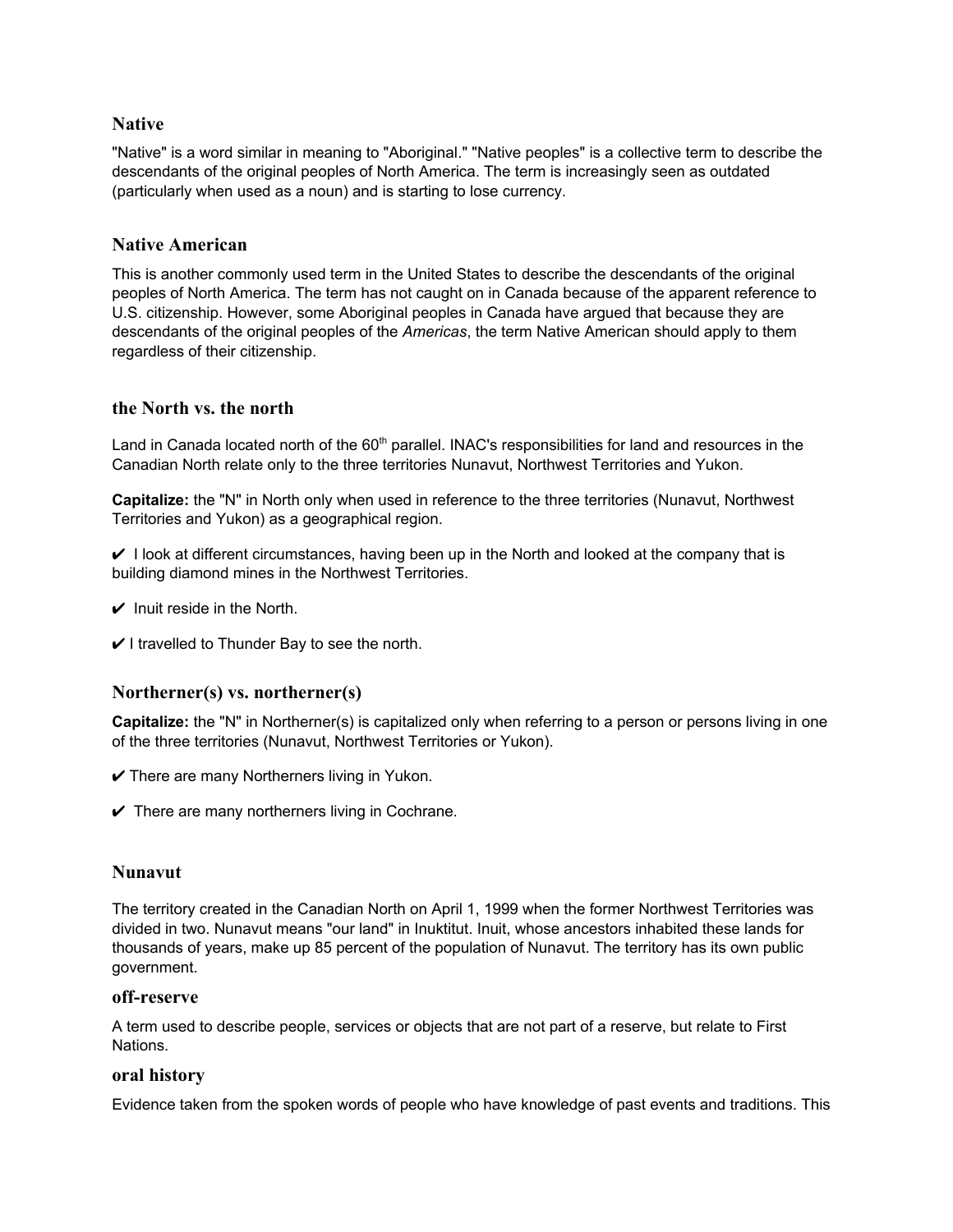### Native

"Native" is a word similar in meaning to "Aboriginal." "Native peoples" is a collective term to describe the descendants of the original peoples of North America. The term is increasingly seen as outdated (particularly when used as a noun) and is starting to lose currency.

### Native American

This is another commonly used term in the United States to describe the descendants of the original peoples of North America. The term has not caught on in Canada because of the apparent reference to U.S. citizenship. However, some Aboriginal peoples in Canada have argued that because they are descendants of the original peoples of the *Americas*, the term Native American should apply to them regardless of their citizenship.

### the North vs. the north

Land in Canada located north of the 60th parallel. INAC's responsibilities for land and resources in the Canadian North relate only to the three territories Nunavut, Northwest Territories and Yukon.

**Capitalize:** the "N" in North only when used in reference to the three territories (Nunavut, Northwest Territories and Yukon) as a geographical region.

✔ I look at different circumstances, having been up in the North and looked at the company that is building diamond mines in the Northwest Territories.

✔ Inuit reside in the North.

✔ I travelled to Thunder Bay to see the north.

### Northerner(s) vs. northerner(s)

**Capitalize:** the "N" in Northerner(s) is capitalized only when referring to a person or persons living in one of the three territories (Nunavut, Northwest Territories or Yukon).

✔ There are many Northerners living in Yukon.

✔ There are many northerners living in Cochrane.

### Nunavut

The territory created in the Canadian North on April 1, 1999 when the former Northwest Territories was divided in two. Nunavut means "our land" in Inuktitut. Inuit, whose ancestors inhabited these lands for thousands of years, make up 85 percent of the population of Nunavut. The territory has its own public government.

### off-reserve

A term used to describe people, services or objects that are not part of a reserve, but relate to First Nations.

### oral history

Evidence taken from the spoken words of people who have knowledge of past events and traditions. This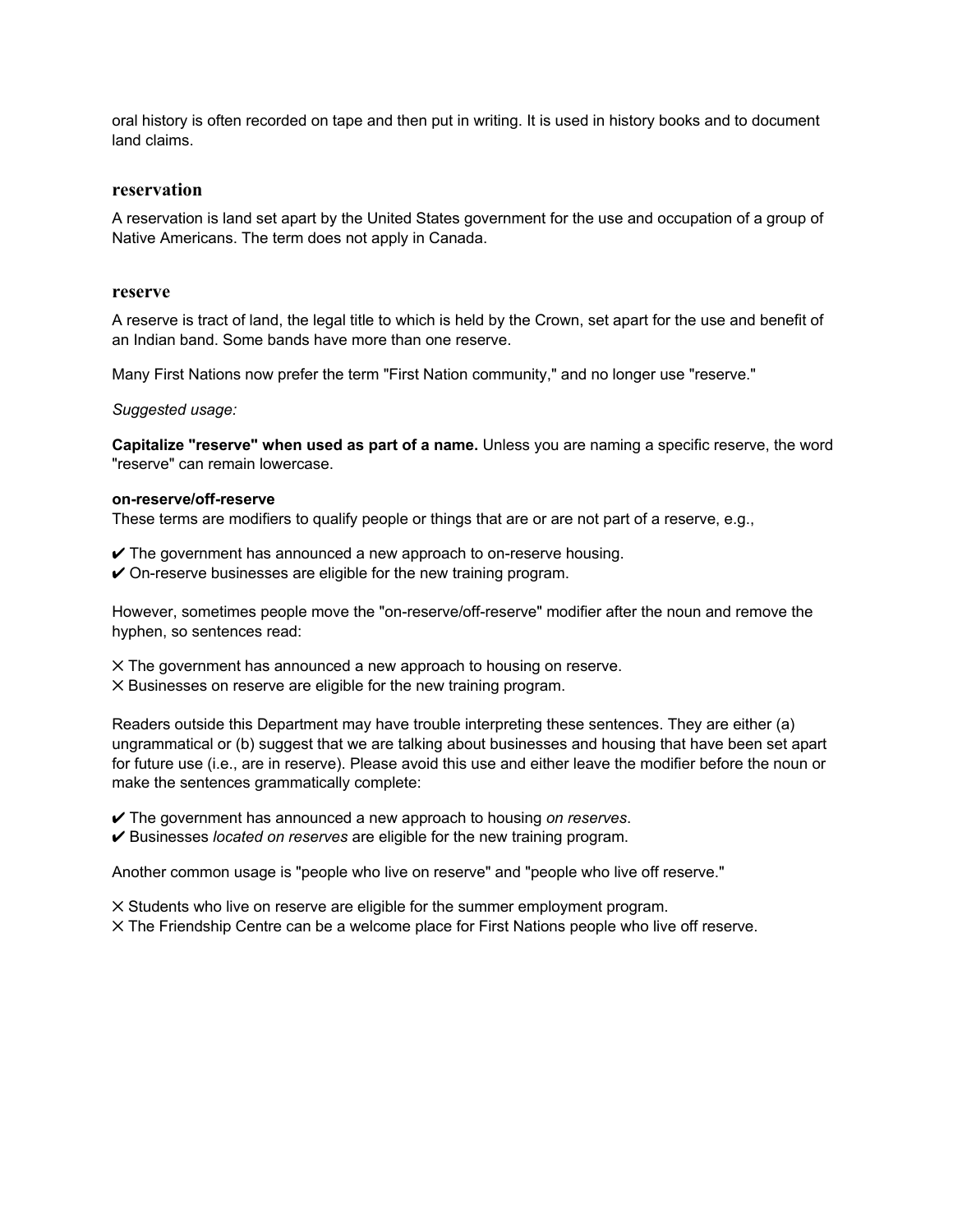oral history is often recorded on tape and then put in writing. It is used in history books and to document land claims.

## reservation

A reservation is land set apart by the United States government for the use and occupation of a group of Native Americans. The term does not apply in Canada.

## reserve

A reserve is tract of land, the legal title to which is held by the Crown, set apart for the use and benefit of an Indian band. Some bands have more than one reserve.

Many First Nations now prefer the term "First Nation community," and no longer use "reserve."

*Suggested usage:*

**Capitalize "reserve" when used as part of a name.** Unless you are naming a specific reserve, the word "reserve" can remain lowercase.

**on-reserve/off-reserve**
These terms are modifiers to qualify people or things that are or are not part of a reserve, e.g.,

✔ The government has announced a new approach to on-reserve housing.
✔ On-reserve businesses are eligible for the new training program.

However, sometimes people move the "on-reserve/off-reserve" modifier after the noun and remove the hyphen, so sentences read:

✕ The government has announced a new approach to housing on reserve.
✕ Businesses on reserve are eligible for the new training program.

Readers outside this Department may have trouble interpreting these sentences. They are either (a) ungrammatical or (b) suggest that we are talking about businesses and housing that have been set apart for future use (i.e., are in reserve). Please avoid this use and either leave the modifier before the noun or make the sentences grammatically complete:

✔ The government has announced a new approach to housing *on reserves*.
✔ Businesses *located on reserves* are eligible for the new training program.

Another common usage is "people who live on reserve" and "people who live off reserve."

✕ Students who live on reserve are eligible for the summer employment program.
✕ The Friendship Centre can be a welcome place for First Nations people who live off reserve.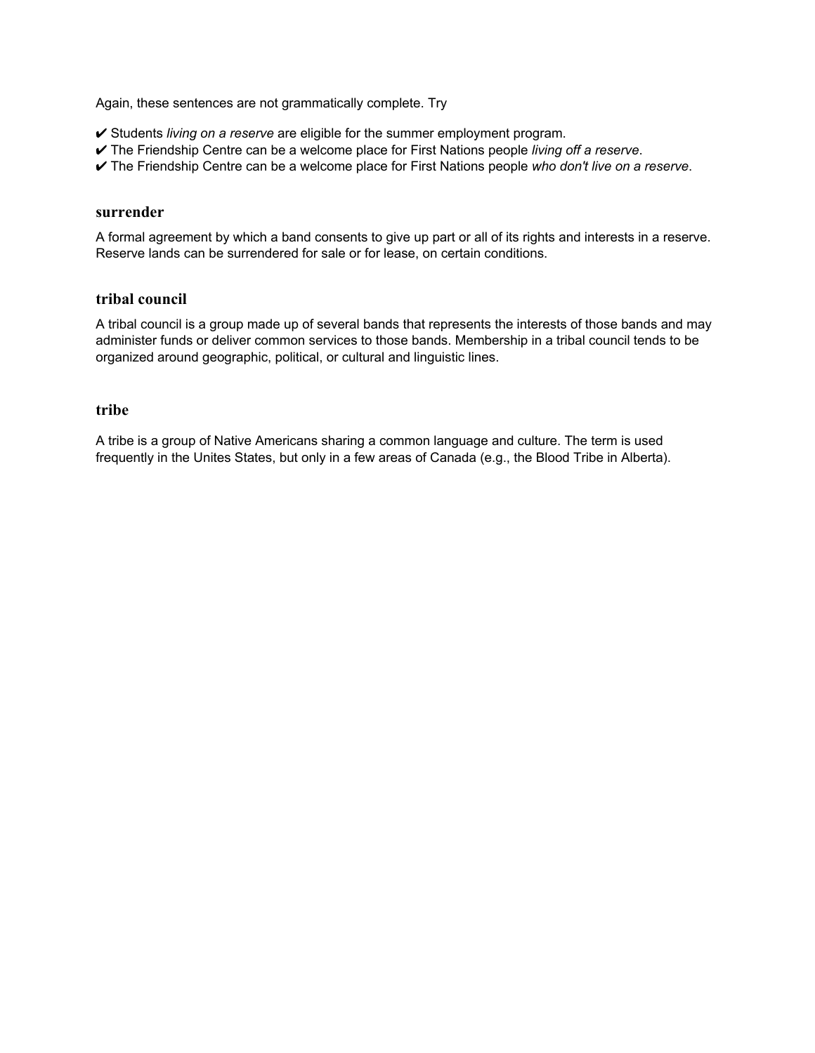Again, these sentences are not grammatically complete. Try

✔ Students *living on a reserve* are eligible for the summer employment program.
✔ The Friendship Centre can be a welcome place for First Nations people *living off a reserve*.
✔ The Friendship Centre can be a welcome place for First Nations people *who don't live on a reserve*.

### surrender

A formal agreement by which a band consents to give up part or all of its rights and interests in a reserve. Reserve lands can be surrendered for sale or for lease, on certain conditions.

### tribal council

A tribal council is a group made up of several bands that represents the interests of those bands and may administer funds or deliver common services to those bands. Membership in a tribal council tends to be organized around geographic, political, or cultural and linguistic lines.

### tribe

A tribe is a group of Native Americans sharing a common language and culture. The term is used frequently in the Unites States, but only in a few areas of Canada (e.g., the Blood Tribe in Alberta).